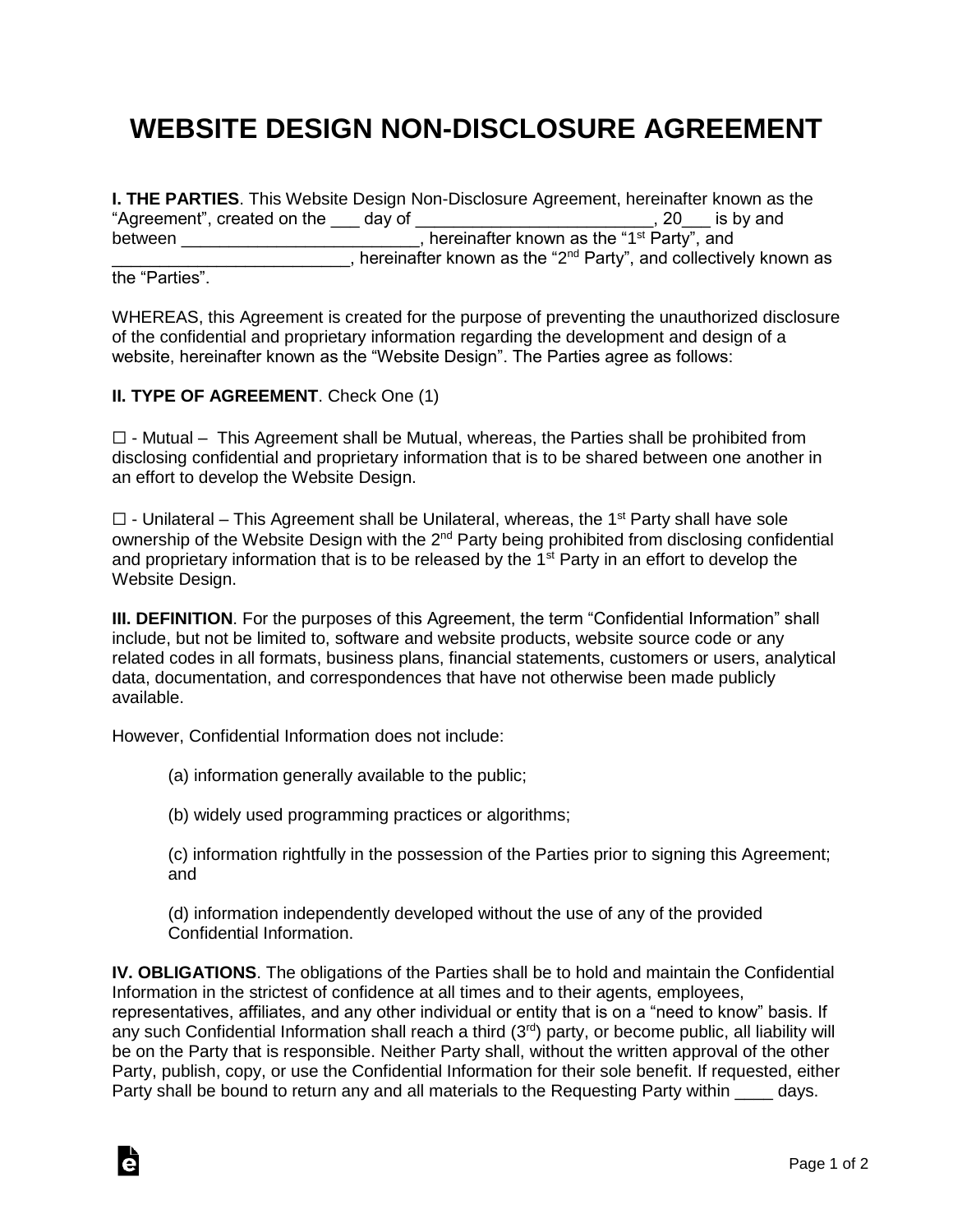# WEBSITE DESIGN NON-DISCLOSURE AGREEMENT

**I. THE PARTIES**. This Website Design Non-Disclosure Agreement, hereinafter known as the "Agreement", created on the ___ day of _________________________, 20___ is by and between _________________________, hereinafter known as the "1st Party", and _________________________, hereinafter known as the "2nd Party", and collectively known as the "Parties".

WHEREAS, this Agreement is created for the purpose of preventing the unauthorized disclosure of the confidential and proprietary information regarding the development and design of a website, hereinafter known as the "Website Design". The Parties agree as follows:

**II. TYPE OF AGREEMENT**. Check One (1)

☐ - Mutual – This Agreement shall be Mutual, whereas, the Parties shall be prohibited from disclosing confidential and proprietary information that is to be shared between one another in an effort to develop the Website Design.

☐ - Unilateral – This Agreement shall be Unilateral, whereas, the 1st Party shall have sole ownership of the Website Design with the 2nd Party being prohibited from disclosing confidential and proprietary information that is to be released by the 1st Party in an effort to develop the Website Design.

**III. DEFINITION**. For the purposes of this Agreement, the term "Confidential Information" shall include, but not be limited to, software and website products, website source code or any related codes in all formats, business plans, financial statements, customers or users, analytical data, documentation, and correspondences that have not otherwise been made publicly available.

However, Confidential Information does not include:

(a) information generally available to the public;

(b) widely used programming practices or algorithms;

(c) information rightfully in the possession of the Parties prior to signing this Agreement; and

(d) information independently developed without the use of any of the provided Confidential Information.

**IV. OBLIGATIONS**. The obligations of the Parties shall be to hold and maintain the Confidential Information in the strictest of confidence at all times and to their agents, employees, representatives, affiliates, and any other individual or entity that is on a "need to know" basis. If any such Confidential Information shall reach a third (3rd) party, or become public, all liability will be on the Party that is responsible. Neither Party shall, without the written approval of the other Party, publish, copy, or use the Confidential Information for their sole benefit. If requested, either Party shall be bound to return any and all materials to the Requesting Party within ____ days.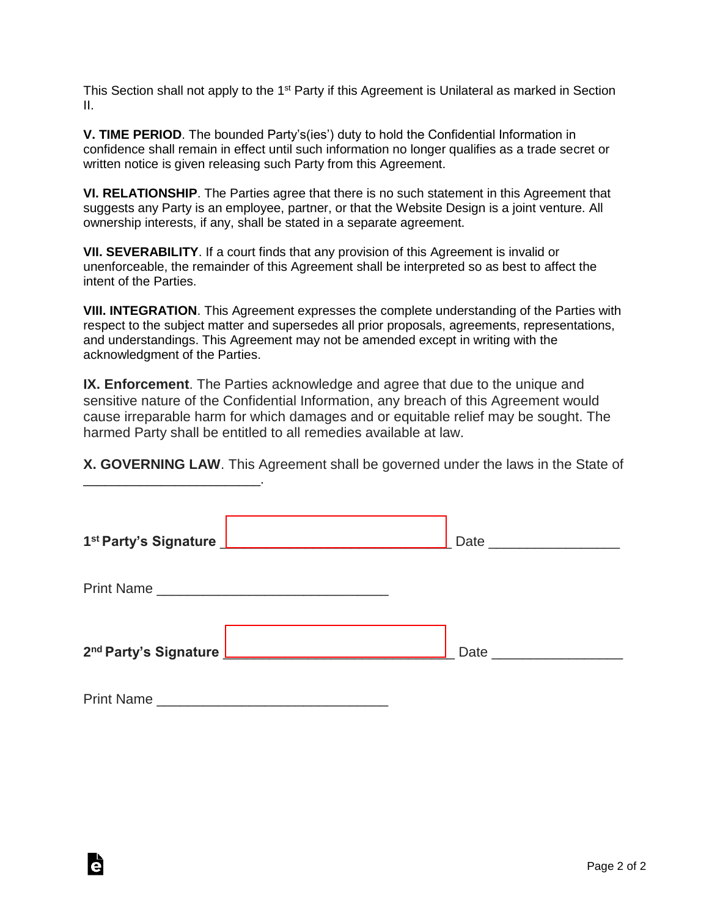This Section shall not apply to the 1st Party if this Agreement is Unilateral as marked in Section II.

**V. TIME PERIOD**. The bounded Party's(ies') duty to hold the Confidential Information in confidence shall remain in effect until such information no longer qualifies as a trade secret or written notice is given releasing such Party from this Agreement.

**VI. RELATIONSHIP**. The Parties agree that there is no such statement in this Agreement that suggests any Party is an employee, partner, or that the Website Design is a joint venture. All ownership interests, if any, shall be stated in a separate agreement.

**VII. SEVERABILITY**. If a court finds that any provision of this Agreement is invalid or unenforceable, the remainder of this Agreement shall be interpreted so as best to affect the intent of the Parties.

**VIII. INTEGRATION**. This Agreement expresses the complete understanding of the Parties with respect to the subject matter and supersedes all prior proposals, agreements, representations, and understandings. This Agreement may not be amended except in writing with the acknowledgment of the Parties.

**IX. Enforcement**. The Parties acknowledge and agree that due to the unique and sensitive nature of the Confidential Information, any breach of this Agreement would cause irreparable harm for which damages and or equitable relief may be sought. The harmed Party shall be entitled to all remedies available at law.

**X. GOVERNING LAW**. This Agreement shall be governed under the laws in the State of _______________________.

**1st Party's Signature** _____________________________ Date ________________

Print Name ______________________________

**2nd Party's Signature** _____________________________ Date ________________

Print Name ______________________________